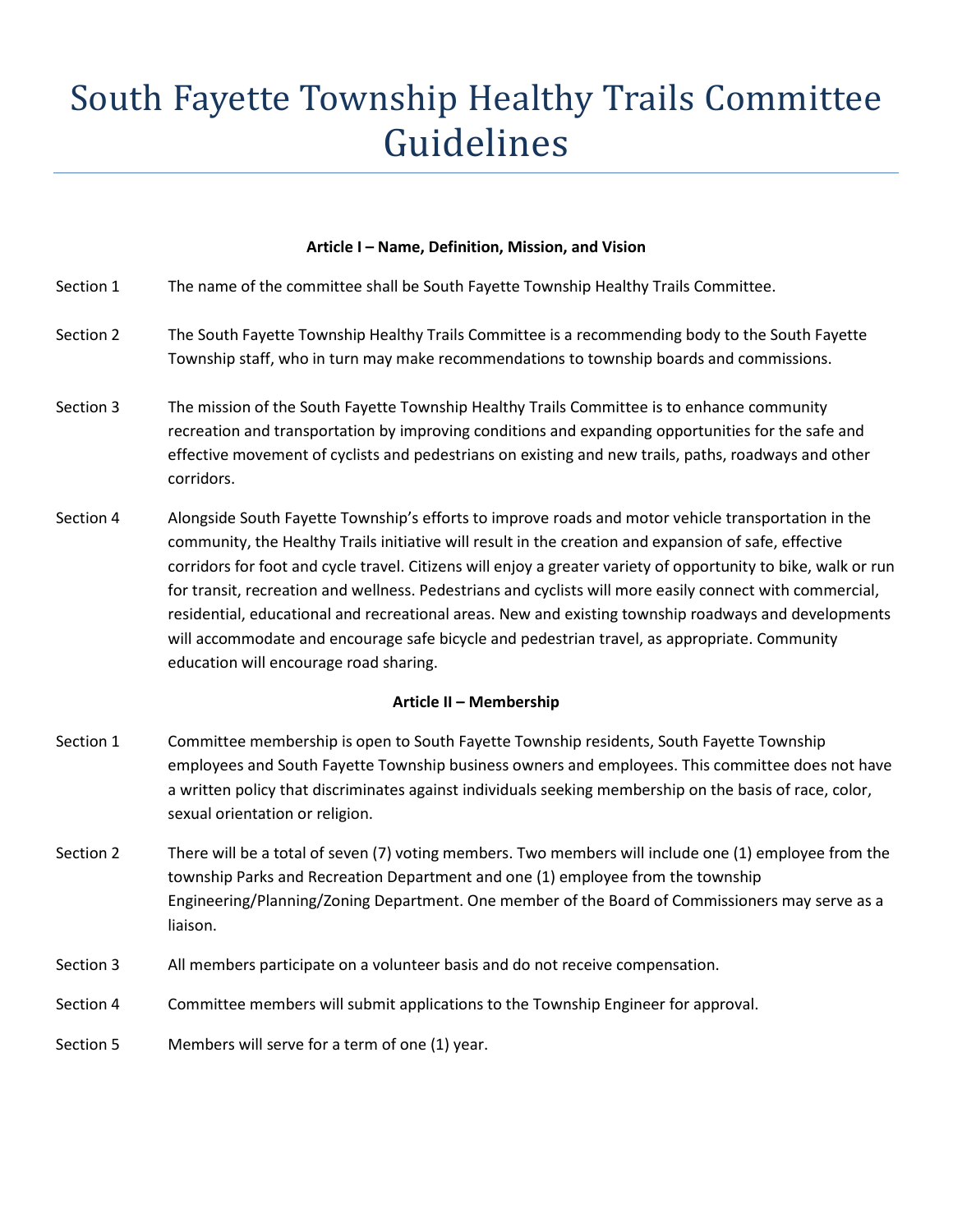# South Fayette Township Healthy Trails Committee Guidelines

**Article I – Name, Definition, Mission, and Vision**

Section 1 The name of the committee shall be South Fayette Township Healthy Trails Committee.

Section 2 The South Fayette Township Healthy Trails Committee is a recommending body to the South Fayette Township staff, who in turn may make recommendations to township boards and commissions.

Section 3 The mission of the South Fayette Township Healthy Trails Committee is to enhance community recreation and transportation by improving conditions and expanding opportunities for the safe and effective movement of cyclists and pedestrians on existing and new trails, paths, roadways and other corridors.

Section 4 Alongside South Fayette Township's efforts to improve roads and motor vehicle transportation in the community, the Healthy Trails initiative will result in the creation and expansion of safe, effective corridors for foot and cycle travel. Citizens will enjoy a greater variety of opportunity to bike, walk or run for transit, recreation and wellness. Pedestrians and cyclists will more easily connect with commercial, residential, educational and recreational areas. New and existing township roadways and developments will accommodate and encourage safe bicycle and pedestrian travel, as appropriate. Community education will encourage road sharing.

**Article II – Membership**

Section 1 Committee membership is open to South Fayette Township residents, South Fayette Township employees and South Fayette Township business owners and employees. This committee does not have a written policy that discriminates against individuals seeking membership on the basis of race, color, sexual orientation or religion.

Section 2 There will be a total of seven (7) voting members. Two members will include one (1) employee from the township Parks and Recreation Department and one (1) employee from the township Engineering/Planning/Zoning Department. One member of the Board of Commissioners may serve as a liaison.

Section 3 All members participate on a volunteer basis and do not receive compensation.

Section 4 Committee members will submit applications to the Township Engineer for approval.

Section 5 Members will serve for a term of one (1) year.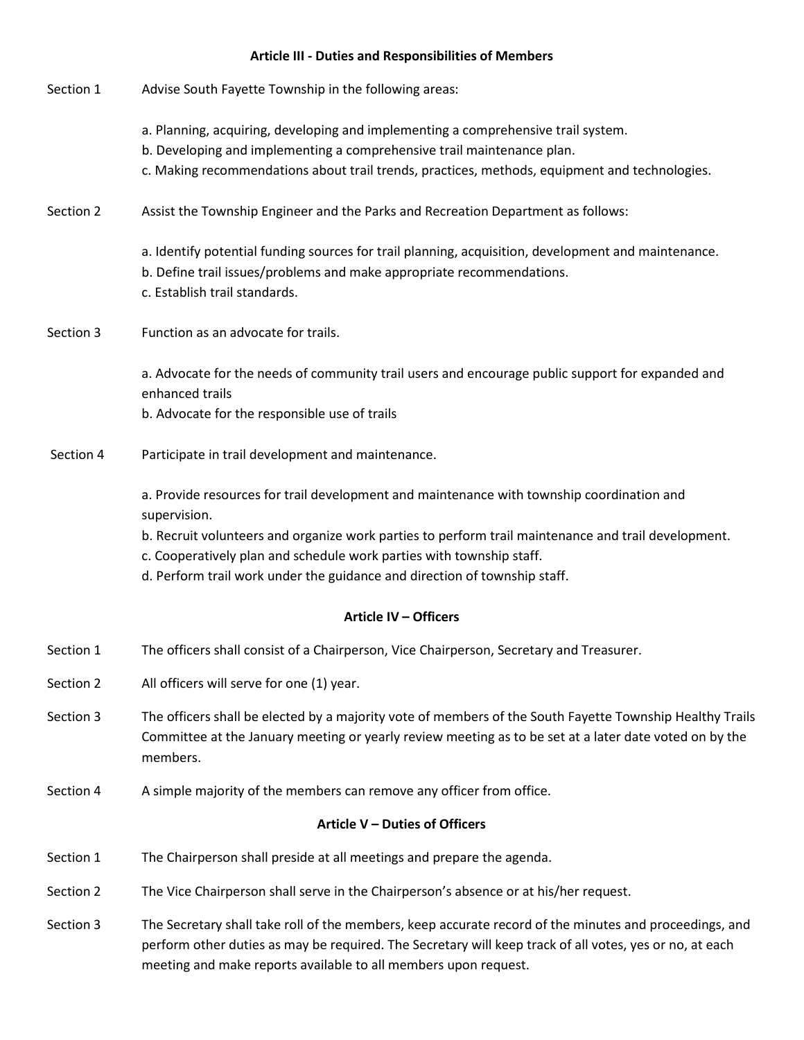## Article III - Duties and Responsibilities of Members

Section 1 Advise South Fayette Township in the following areas:

a. Planning, acquiring, developing and implementing a comprehensive trail system.
b. Developing and implementing a comprehensive trail maintenance plan.
c. Making recommendations about trail trends, practices, methods, equipment and technologies.

Section 2 Assist the Township Engineer and the Parks and Recreation Department as follows:

a. Identify potential funding sources for trail planning, acquisition, development and maintenance.
b. Define trail issues/problems and make appropriate recommendations.
c. Establish trail standards.

Section 3 Function as an advocate for trails.

a. Advocate for the needs of community trail users and encourage public support for expanded and enhanced trails
b. Advocate for the responsible use of trails

Section 4 Participate in trail development and maintenance.

a. Provide resources for trail development and maintenance with township coordination and supervision.
b. Recruit volunteers and organize work parties to perform trail maintenance and trail development.
c. Cooperatively plan and schedule work parties with township staff.
d. Perform trail work under the guidance and direction of township staff.

## Article IV – Officers

Section 1 The officers shall consist of a Chairperson, Vice Chairperson, Secretary and Treasurer.

Section 2 All officers will serve for one (1) year.

Section 3 The officers shall be elected by a majority vote of members of the South Fayette Township Healthy Trails Committee at the January meeting or yearly review meeting as to be set at a later date voted on by the members.

Section 4 A simple majority of the members can remove any officer from office.

## Article V – Duties of Officers

Section 1 The Chairperson shall preside at all meetings and prepare the agenda.

Section 2 The Vice Chairperson shall serve in the Chairperson's absence or at his/her request.

Section 3 The Secretary shall take roll of the members, keep accurate record of the minutes and proceedings, and perform other duties as may be required. The Secretary will keep track of all votes, yes or no, at each meeting and make reports available to all members upon request.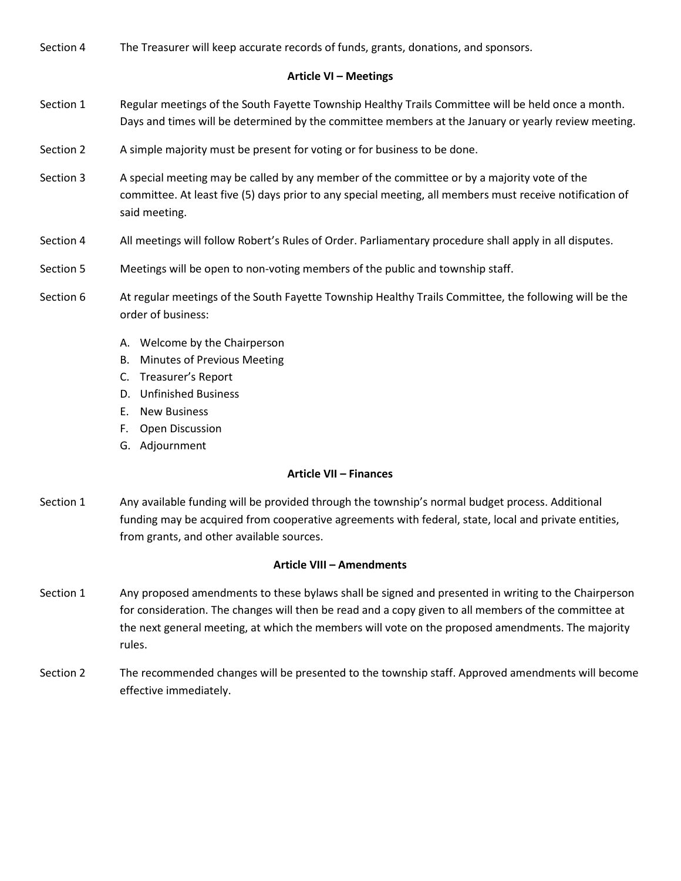Section 4 The Treasurer will keep accurate records of funds, grants, donations, and sponsors.

## Article VI – Meetings

Section 1 Regular meetings of the South Fayette Township Healthy Trails Committee will be held once a month. Days and times will be determined by the committee members at the January or yearly review meeting.

Section 2 A simple majority must be present for voting or for business to be done.

Section 3 A special meeting may be called by any member of the committee or by a majority vote of the committee. At least five (5) days prior to any special meeting, all members must receive notification of said meeting.

Section 4 All meetings will follow Robert's Rules of Order. Parliamentary procedure shall apply in all disputes.

Section 5 Meetings will be open to non-voting members of the public and township staff.

Section 6 At regular meetings of the South Fayette Township Healthy Trails Committee, the following will be the order of business:

A. Welcome by the Chairperson
B. Minutes of Previous Meeting
C. Treasurer's Report
D. Unfinished Business
E. New Business
F. Open Discussion
G. Adjournment

## Article VII – Finances

Section 1 Any available funding will be provided through the township's normal budget process. Additional funding may be acquired from cooperative agreements with federal, state, local and private entities, from grants, and other available sources.

## Article VIII – Amendments

Section 1 Any proposed amendments to these bylaws shall be signed and presented in writing to the Chairperson for consideration. The changes will then be read and a copy given to all members of the committee at the next general meeting, at which the members will vote on the proposed amendments. The majority rules.

Section 2 The recommended changes will be presented to the township staff. Approved amendments will become effective immediately.